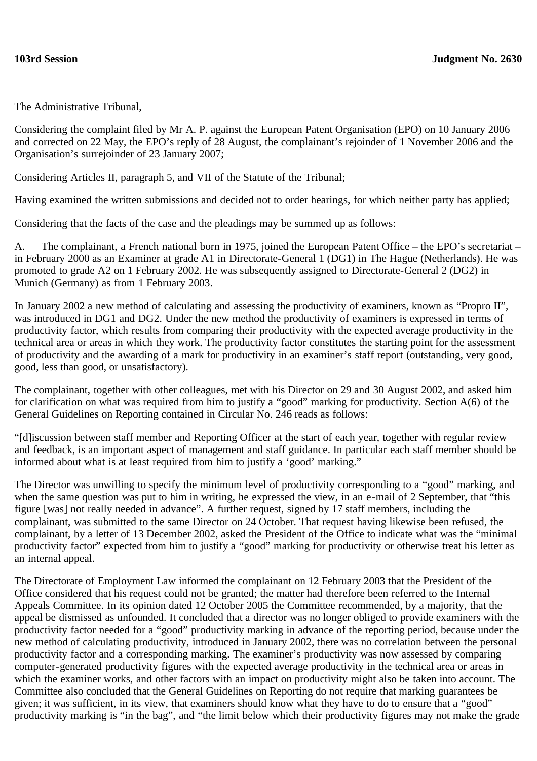**103rd Session** **Judgment No. 2630**

The Administrative Tribunal,

Considering the complaint filed by Mr A. P. against the European Patent Organisation (EPO) on 10 January 2006 and corrected on 22 May, the EPO's reply of 28 August, the complainant's rejoinder of 1 November 2006 and the Organisation's surrejoinder of 23 January 2007;

Considering Articles II, paragraph 5, and VII of the Statute of the Tribunal;

Having examined the written submissions and decided not to order hearings, for which neither party has applied;

Considering that the facts of the case and the pleadings may be summed up as follows:

A. The complainant, a French national born in 1975, joined the European Patent Office – the EPO's secretariat – in February 2000 as an Examiner at grade A1 in Directorate-General 1 (DG1) in The Hague (Netherlands). He was promoted to grade A2 on 1 February 2002. He was subsequently assigned to Directorate-General 2 (DG2) in Munich (Germany) as from 1 February 2003.

In January 2002 a new method of calculating and assessing the productivity of examiners, known as "Propro II", was introduced in DG1 and DG2. Under the new method the productivity of examiners is expressed in terms of productivity factor, which results from comparing their productivity with the expected average productivity in the technical area or areas in which they work. The productivity factor constitutes the starting point for the assessment of productivity and the awarding of a mark for productivity in an examiner's staff report (outstanding, very good, good, less than good, or unsatisfactory).

The complainant, together with other colleagues, met with his Director on 29 and 30 August 2002, and asked him for clarification on what was required from him to justify a "good" marking for productivity. Section A(6) of the General Guidelines on Reporting contained in Circular No. 246 reads as follows:

"[d]iscussion between staff member and Reporting Officer at the start of each year, together with regular review and feedback, is an important aspect of management and staff guidance. In particular each staff member should be informed about what is at least required from him to justify a 'good' marking."

The Director was unwilling to specify the minimum level of productivity corresponding to a "good" marking, and when the same question was put to him in writing, he expressed the view, in an e-mail of 2 September, that "this figure [was] not really needed in advance". A further request, signed by 17 staff members, including the complainant, was submitted to the same Director on 24 October. That request having likewise been refused, the complainant, by a letter of 13 December 2002, asked the President of the Office to indicate what was the "minimal productivity factor" expected from him to justify a "good" marking for productivity or otherwise treat his letter as an internal appeal.

The Directorate of Employment Law informed the complainant on 12 February 2003 that the President of the Office considered that his request could not be granted; the matter had therefore been referred to the Internal Appeals Committee. In its opinion dated 12 October 2005 the Committee recommended, by a majority, that the appeal be dismissed as unfounded. It concluded that a director was no longer obliged to provide examiners with the productivity factor needed for a "good" productivity marking in advance of the reporting period, because under the new method of calculating productivity, introduced in January 2002, there was no correlation between the personal productivity factor and a corresponding marking. The examiner's productivity was now assessed by comparing computer-generated productivity figures with the expected average productivity in the technical area or areas in which the examiner works, and other factors with an impact on productivity might also be taken into account. The Committee also concluded that the General Guidelines on Reporting do not require that marking guarantees be given; it was sufficient, in its view, that examiners should know what they have to do to ensure that a "good" productivity marking is "in the bag", and "the limit below which their productivity figures may not make the grade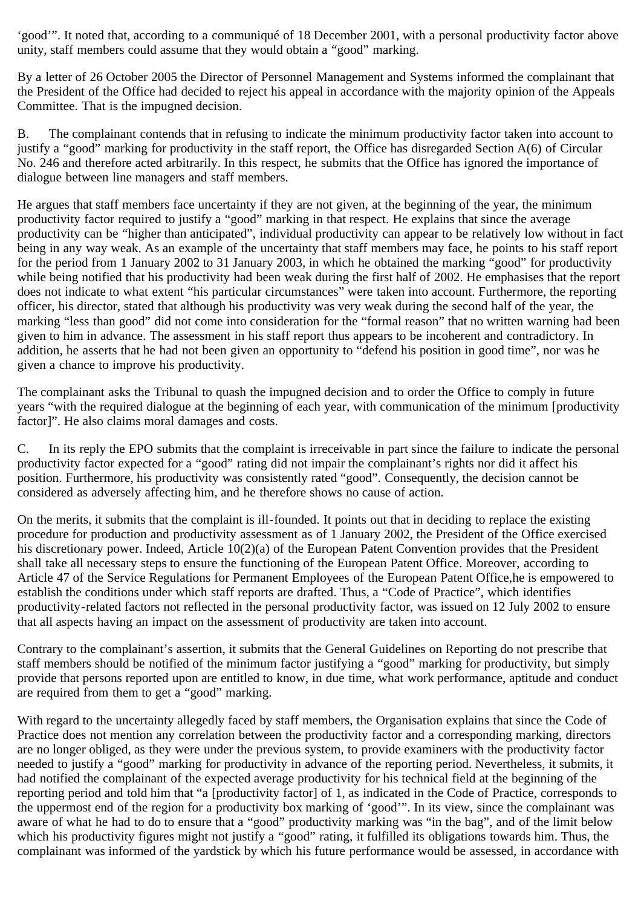'good'". It noted that, according to a communiqué of 18 December 2001, with a personal productivity factor above unity, staff members could assume that they would obtain a "good" marking.

By a letter of 26 October 2005 the Director of Personnel Management and Systems informed the complainant that the President of the Office had decided to reject his appeal in accordance with the majority opinion of the Appeals Committee. That is the impugned decision.

B. The complainant contends that in refusing to indicate the minimum productivity factor taken into account to justify a "good" marking for productivity in the staff report, the Office has disregarded Section A(6) of Circular No. 246 and therefore acted arbitrarily. In this respect, he submits that the Office has ignored the importance of dialogue between line managers and staff members.

He argues that staff members face uncertainty if they are not given, at the beginning of the year, the minimum productivity factor required to justify a "good" marking in that respect. He explains that since the average productivity can be "higher than anticipated", individual productivity can appear to be relatively low without in fact being in any way weak. As an example of the uncertainty that staff members may face, he points to his staff report for the period from 1 January 2002 to 31 January 2003, in which he obtained the marking "good" for productivity while being notified that his productivity had been weak during the first half of 2002. He emphasises that the report does not indicate to what extent "his particular circumstances" were taken into account. Furthermore, the reporting officer, his director, stated that although his productivity was very weak during the second half of the year, the marking "less than good" did not come into consideration for the "formal reason" that no written warning had been given to him in advance. The assessment in his staff report thus appears to be incoherent and contradictory. In addition, he asserts that he had not been given an opportunity to "defend his position in good time", nor was he given a chance to improve his productivity.

The complainant asks the Tribunal to quash the impugned decision and to order the Office to comply in future years "with the required dialogue at the beginning of each year, with communication of the minimum [productivity factor]". He also claims moral damages and costs.

C. In its reply the EPO submits that the complaint is irreceivable in part since the failure to indicate the personal productivity factor expected for a "good" rating did not impair the complainant's rights nor did it affect his position. Furthermore, his productivity was consistently rated "good". Consequently, the decision cannot be considered as adversely affecting him, and he therefore shows no cause of action.

On the merits, it submits that the complaint is ill-founded. It points out that in deciding to replace the existing procedure for production and productivity assessment as of 1 January 2002, the President of the Office exercised his discretionary power. Indeed, Article 10(2)(a) of the European Patent Convention provides that the President shall take all necessary steps to ensure the functioning of the European Patent Office. Moreover, according to Article 47 of the Service Regulations for Permanent Employees of the European Patent Office,he is empowered to establish the conditions under which staff reports are drafted. Thus, a "Code of Practice", which identifies productivity-related factors not reflected in the personal productivity factor, was issued on 12 July 2002 to ensure that all aspects having an impact on the assessment of productivity are taken into account.

Contrary to the complainant's assertion, it submits that the General Guidelines on Reporting do not prescribe that staff members should be notified of the minimum factor justifying a "good" marking for productivity, but simply provide that persons reported upon are entitled to know, in due time, what work performance, aptitude and conduct are required from them to get a "good" marking.

With regard to the uncertainty allegedly faced by staff members, the Organisation explains that since the Code of Practice does not mention any correlation between the productivity factor and a corresponding marking, directors are no longer obliged, as they were under the previous system, to provide examiners with the productivity factor needed to justify a "good" marking for productivity in advance of the reporting period. Nevertheless, it submits, it had notified the complainant of the expected average productivity for his technical field at the beginning of the reporting period and told him that "a [productivity factor] of 1, as indicated in the Code of Practice, corresponds to the uppermost end of the region for a productivity box marking of 'good'". In its view, since the complainant was aware of what he had to do to ensure that a "good" productivity marking was "in the bag", and of the limit below which his productivity figures might not justify a "good" rating, it fulfilled its obligations towards him. Thus, the complainant was informed of the yardstick by which his future performance would be assessed, in accordance with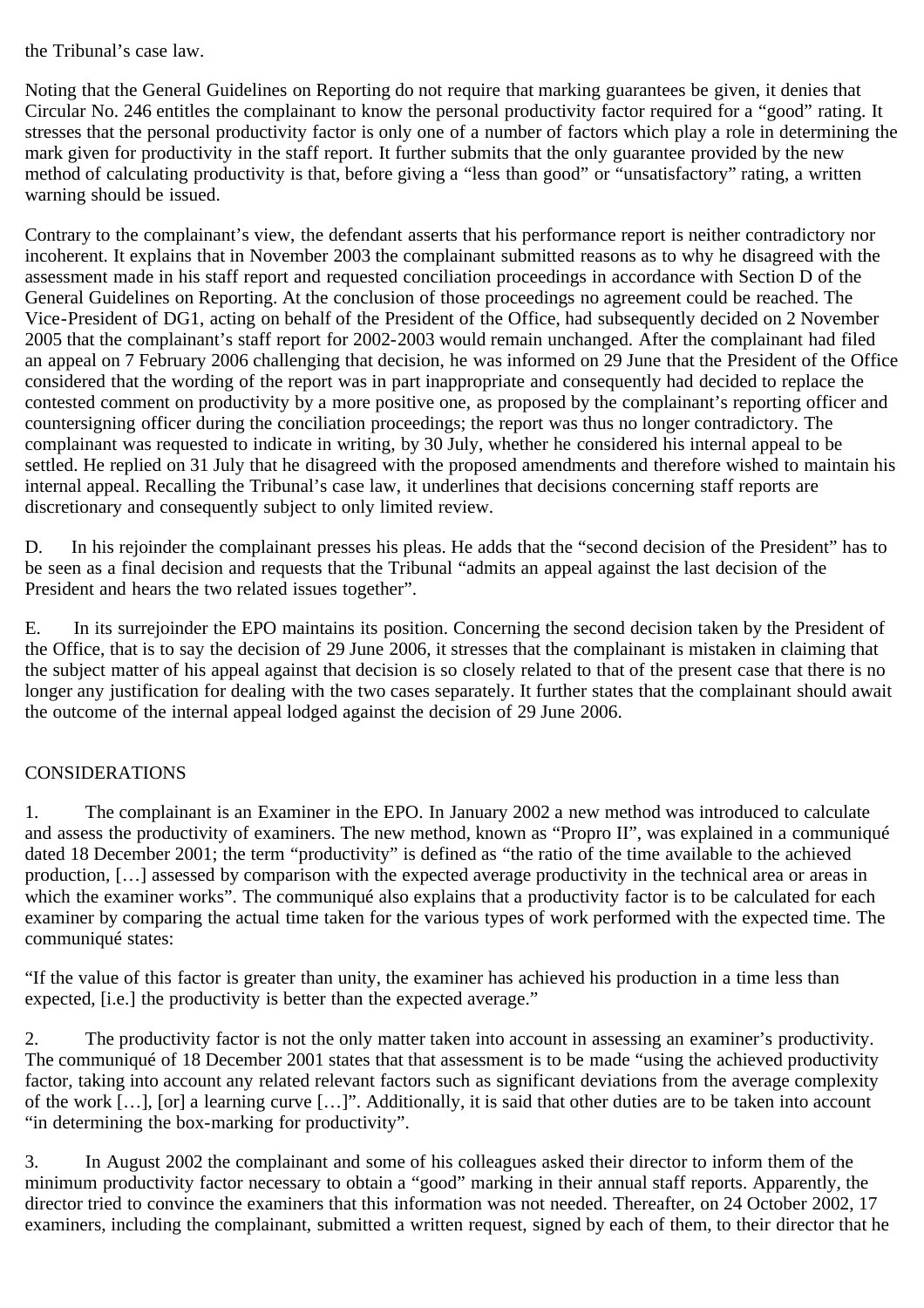the Tribunal’s case law.

Noting that the General Guidelines on Reporting do not require that marking guarantees be given, it denies that Circular No. 246 entitles the complainant to know the personal productivity factor required for a “good” rating. It stresses that the personal productivity factor is only one of a number of factors which play a role in determining the mark given for productivity in the staff report. It further submits that the only guarantee provided by the new method of calculating productivity is that, before giving a “less than good” or “unsatisfactory” rating, a written warning should be issued.

Contrary to the complainant’s view, the defendant asserts that his performance report is neither contradictory nor incoherent. It explains that in November 2003 the complainant submitted reasons as to why he disagreed with the assessment made in his staff report and requested conciliation proceedings in accordance with Section D of the General Guidelines on Reporting. At the conclusion of those proceedings no agreement could be reached. The Vice-President of DG1, acting on behalf of the President of the Office, had subsequently decided on 2 November 2005 that the complainant’s staff report for 2002-2003 would remain unchanged. After the complainant had filed an appeal on 7 February 2006 challenging that decision, he was informed on 29 June that the President of the Office considered that the wording of the report was in part inappropriate and consequently had decided to replace the contested comment on productivity by a more positive one, as proposed by the complainant’s reporting officer and countersigning officer during the conciliation proceedings; the report was thus no longer contradictory. The complainant was requested to indicate in writing, by 30 July, whether he considered his internal appeal to be settled. He replied on 31 July that he disagreed with the proposed amendments and therefore wished to maintain his internal appeal. Recalling the Tribunal’s case law, it underlines that decisions concerning staff reports are discretionary and consequently subject to only limited review.

D. In his rejoinder the complainant presses his pleas. He adds that the “second decision of the President” has to be seen as a final decision and requests that the Tribunal “admits an appeal against the last decision of the President and hears the two related issues together”.

E. In its surrejoinder the EPO maintains its position. Concerning the second decision taken by the President of the Office, that is to say the decision of 29 June 2006, it stresses that the complainant is mistaken in claiming that the subject matter of his appeal against that decision is so closely related to that of the present case that there is no longer any justification for dealing with the two cases separately. It further states that the complainant should await the outcome of the internal appeal lodged against the decision of 29 June 2006.

## CONSIDERATIONS

1. The complainant is an Examiner in the EPO. In January 2002 a new method was introduced to calculate and assess the productivity of examiners. The new method, known as “Propro II”, was explained in a communiqué dated 18 December 2001; the term “productivity” is defined as “the ratio of the time available to the achieved production, […] assessed by comparison with the expected average productivity in the technical area or areas in which the examiner works”. The communiqué also explains that a productivity factor is to be calculated for each examiner by comparing the actual time taken for the various types of work performed with the expected time. The communiqué states:

“If the value of this factor is greater than unity, the examiner has achieved his production in a time less than expected, [i.e.] the productivity is better than the expected average.”

2. The productivity factor is not the only matter taken into account in assessing an examiner’s productivity. The communiqué of 18 December 2001 states that that assessment is to be made “using the achieved productivity factor, taking into account any related relevant factors such as significant deviations from the average complexity of the work […], [or] a learning curve […]”. Additionally, it is said that other duties are to be taken into account “in determining the box-marking for productivity”.

3. In August 2002 the complainant and some of his colleagues asked their director to inform them of the minimum productivity factor necessary to obtain a “good” marking in their annual staff reports. Apparently, the director tried to convince the examiners that this information was not needed. Thereafter, on 24 October 2002, 17 examiners, including the complainant, submitted a written request, signed by each of them, to their director that he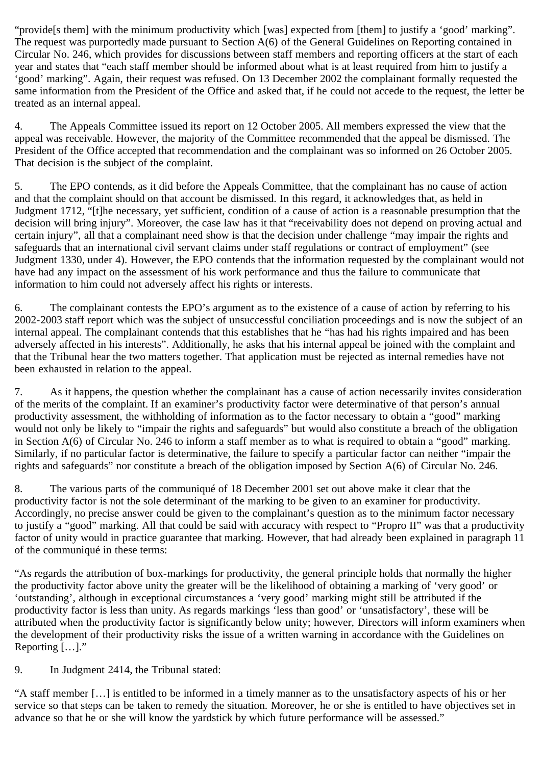"provide[s them] with the minimum productivity which [was] expected from [them] to justify a 'good' marking". The request was purportedly made pursuant to Section A(6) of the General Guidelines on Reporting contained in Circular No. 246, which provides for discussions between staff members and reporting officers at the start of each year and states that "each staff member should be informed about what is at least required from him to justify a 'good' marking". Again, their request was refused. On 13 December 2002 the complainant formally requested the same information from the President of the Office and asked that, if he could not accede to the request, the letter be treated as an internal appeal.

4. The Appeals Committee issued its report on 12 October 2005. All members expressed the view that the appeal was receivable. However, the majority of the Committee recommended that the appeal be dismissed. The President of the Office accepted that recommendation and the complainant was so informed on 26 October 2005. That decision is the subject of the complaint.

5. The EPO contends, as it did before the Appeals Committee, that the complainant has no cause of action and that the complaint should on that account be dismissed. In this regard, it acknowledges that, as held in Judgment 1712, "[t]he necessary, yet sufficient, condition of a cause of action is a reasonable presumption that the decision will bring injury". Moreover, the case law has it that "receivability does not depend on proving actual and certain injury", all that a complainant need show is that the decision under challenge "may impair the rights and safeguards that an international civil servant claims under staff regulations or contract of employment" (see Judgment 1330, under 4). However, the EPO contends that the information requested by the complainant would not have had any impact on the assessment of his work performance and thus the failure to communicate that information to him could not adversely affect his rights or interests.

6. The complainant contests the EPO's argument as to the existence of a cause of action by referring to his 2002-2003 staff report which was the subject of unsuccessful conciliation proceedings and is now the subject of an internal appeal. The complainant contends that this establishes that he "has had his rights impaired and has been adversely affected in his interests". Additionally, he asks that his internal appeal be joined with the complaint and that the Tribunal hear the two matters together. That application must be rejected as internal remedies have not been exhausted in relation to the appeal.

7. As it happens, the question whether the complainant has a cause of action necessarily invites consideration of the merits of the complaint. If an examiner's productivity factor were determinative of that person's annual productivity assessment, the withholding of information as to the factor necessary to obtain a "good" marking would not only be likely to "impair the rights and safeguards" but would also constitute a breach of the obligation in Section A(6) of Circular No. 246 to inform a staff member as to what is required to obtain a "good" marking. Similarly, if no particular factor is determinative, the failure to specify a particular factor can neither "impair the rights and safeguards" nor constitute a breach of the obligation imposed by Section A(6) of Circular No. 246.

8. The various parts of the communiqué of 18 December 2001 set out above make it clear that the productivity factor is not the sole determinant of the marking to be given to an examiner for productivity. Accordingly, no precise answer could be given to the complainant's question as to the minimum factor necessary to justify a "good" marking. All that could be said with accuracy with respect to "Propro II" was that a productivity factor of unity would in practice guarantee that marking. However, that had already been explained in paragraph 11 of the communiqué in these terms:

"As regards the attribution of box-markings for productivity, the general principle holds that normally the higher the productivity factor above unity the greater will be the likelihood of obtaining a marking of 'very good' or 'outstanding', although in exceptional circumstances a 'very good' marking might still be attributed if the productivity factor is less than unity. As regards markings 'less than good' or 'unsatisfactory', these will be attributed when the productivity factor is significantly below unity; however, Directors will inform examiners when the development of their productivity risks the issue of a written warning in accordance with the Guidelines on Reporting […]."

9. In Judgment 2414, the Tribunal stated:

"A staff member […] is entitled to be informed in a timely manner as to the unsatisfactory aspects of his or her service so that steps can be taken to remedy the situation. Moreover, he or she is entitled to have objectives set in advance so that he or she will know the yardstick by which future performance will be assessed."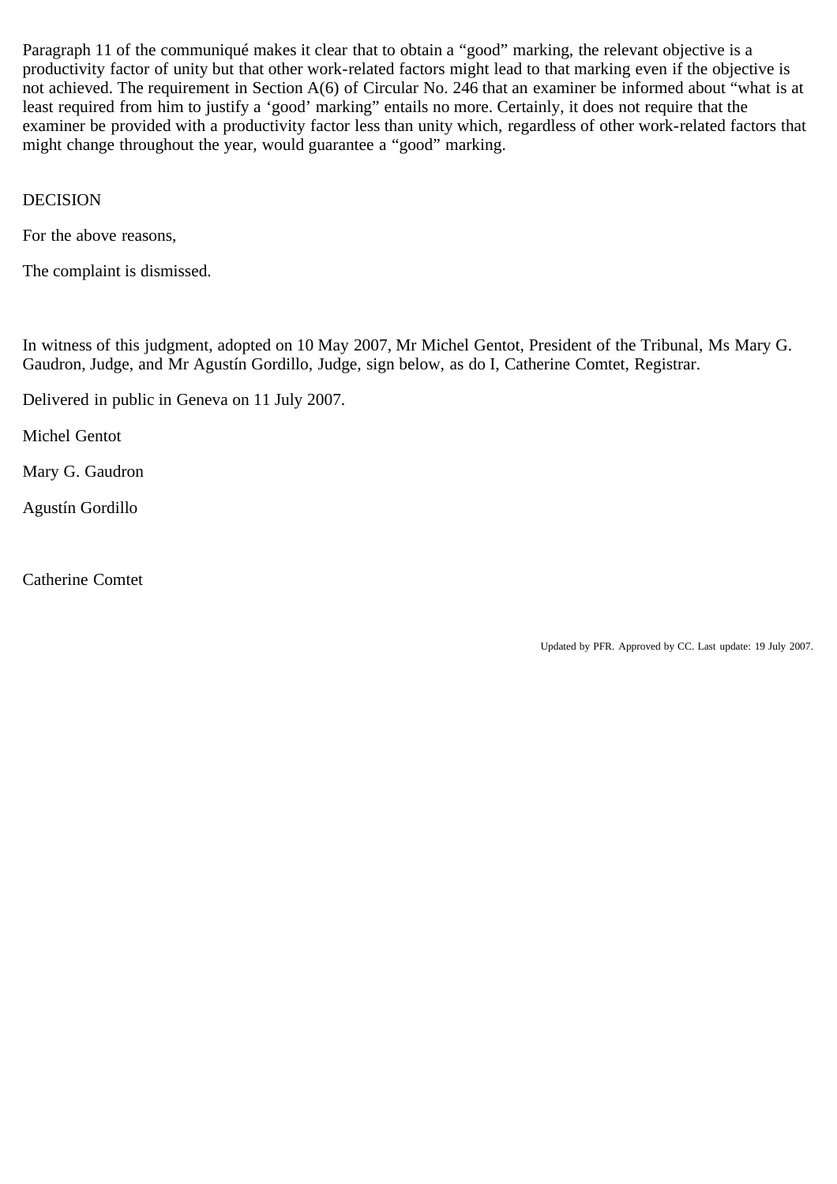Paragraph 11 of the communiqué makes it clear that to obtain a “good” marking, the relevant objective is a productivity factor of unity but that other work-related factors might lead to that marking even if the objective is not achieved. The requirement in Section A(6) of Circular No. 246 that an examiner be informed about “what is at least required from him to justify a ‘good’ marking” entails no more. Certainly, it does not require that the examiner be provided with a productivity factor less than unity which, regardless of other work-related factors that might change throughout the year, would guarantee a “good” marking.

DECISION

For the above reasons,

The complaint is dismissed.

In witness of this judgment, adopted on 10 May 2007, Mr Michel Gentot, President of the Tribunal, Ms Mary G. Gaudron, Judge, and Mr Agustín Gordillo, Judge, sign below, as do I, Catherine Comtet, Registrar.

Delivered in public in Geneva on 11 July 2007.

Michel Gentot

Mary G. Gaudron

Agustín Gordillo

Catherine Comtet

Updated by PFR. Approved by CC. Last update: 19 July 2007.